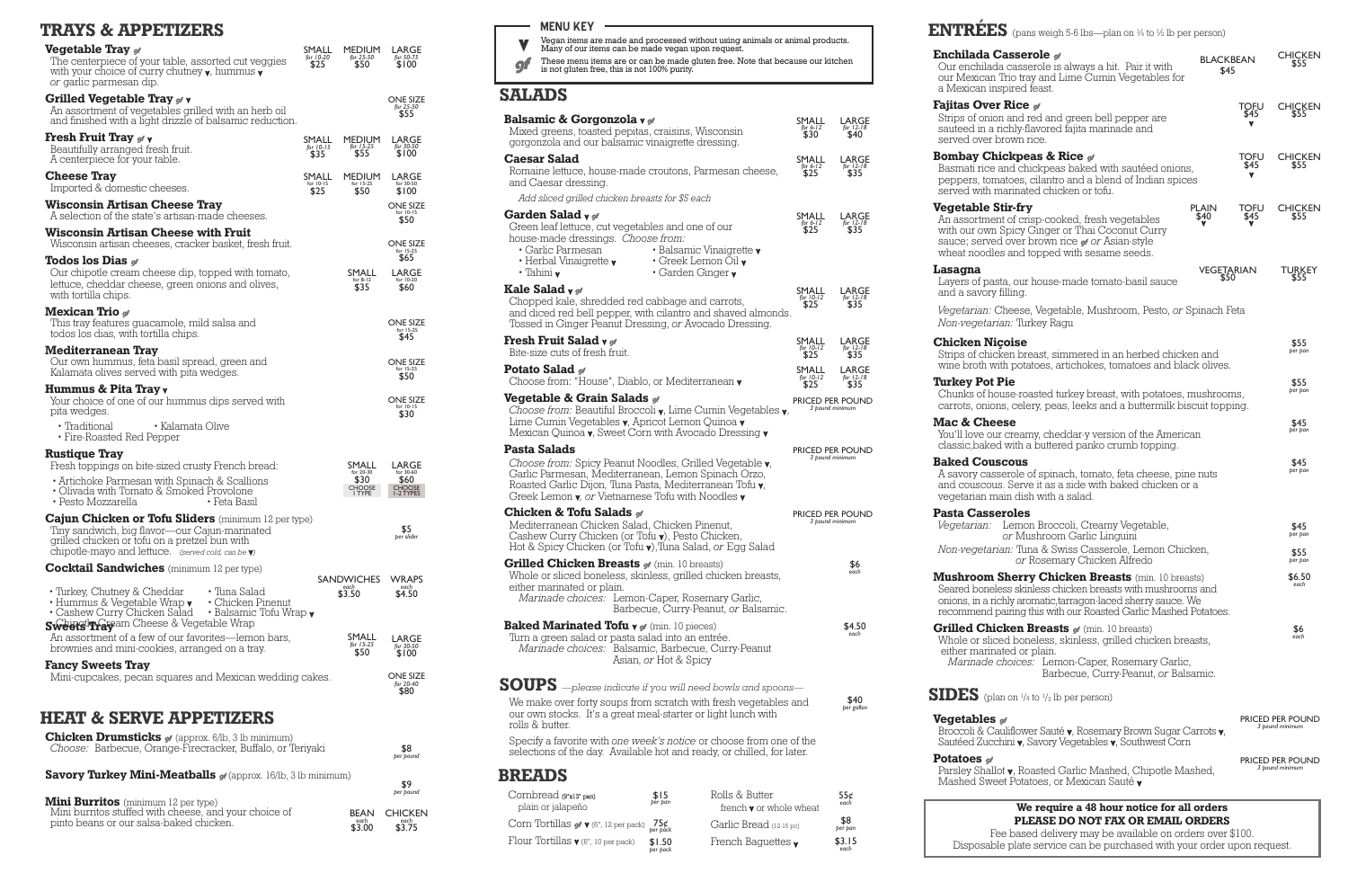# TRAYS & APPETIZERS

**Vegetable Tray** gf
The centerpiece of your table, assorted cut veggies with your choice of curry chutney v, hummus v or garlic parmesan dip.
SMALL for 10-20 $25 | MEDIUM for 25-50 $50 | LARGE for 50-75 $100

**Grilled Vegetable Tray** gf v
An assortment of vegetables grilled with an herb oil and finished with a light drizzle of balsamic reduction.
ONE SIZE for 25-50 $55

**Fresh Fruit Tray** gf v
Beautifully arranged fresh fruit. A centerpiece for your table.
SMALL for 10-15 $35 | MEDIUM for 15-25 $55 | LARGE for 30-50 $100

**Cheese Tray**
Imported & domestic cheeses.
SMALL for 10-15 $25 | MEDIUM for 15-25 $50 | LARGE for 30-50 $100

**Wisconsin Artisan Cheese Tray**
A selection of the state's artisan-made cheeses.
ONE SIZE for 10-15 $50

**Wisconsin Artisan Cheese with Fruit**
Wisconsin artisan cheeses, cracker basket, fresh fruit.
ONE SIZE for 15-25 $65

**Todos los Dias** gf
Our chipotle cream cheese dip, topped with tomato, lettuce, cheddar cheese, green onions and olives, with tortilla chips.
SMALL for 8-12 $35 | LARGE for 10-20 $60

**Mexican Trio** gf
This tray features guacamole, mild salsa and todos los dias, with tortilla chips.
ONE SIZE for 15-25 $45

**Mediterranean Tray**
Our own hummus, feta basil spread, green and Kalamata olives served with pita wedges.
ONE SIZE for 15-25 $50

**Hummus & Pita Tray** v
Your choice of one of our hummus dips served with pita wedges.
- Traditional
- Kalamata Olive
- Fire-Roasted Red Pepper

ONE SIZE for 10-15 $30

**Rustique Tray**
Fresh toppings on bite-sized crusty French bread:
- Artichoke Parmesan with Spinach & Scallions
- Olivada with Tomato & Smoked Provolone
- Pesto Mozzarella
- Feta Basil

SMALL for 20-30 $30 CHOOSE 1 TYPE | LARGE for 30-60 $60 CHOOSE 1-2 TYPES

**Cajun Chicken or Tofu Sliders** (minimum 12 per type)
Tiny sandwich, big flavor—our Cajun-marinated grilled chicken or tofu on a pretzel bun with chipotle-mayo and lettuce. *(served cold, can be v)*
$5 per slider

**Cocktail Sandwiches** (minimum 12 per type)
- Turkey, Chutney & Cheddar
- Hummus & Vegetable Wrap v
- Cashew Curry Chicken Salad
- Chipotle Cream Cheese & Vegetable Wrap
- Tuna Salad
- Chicken Pinenut
- Balsamic Tofu Wrap v

SANDWICHES each $3.50 | WRAPS each $4.50

**Sweets Tray**
An assortment of a few of our favorites—lemon bars, brownies and mini-cookies, arranged on a tray.
SMALL for 15-25 $50 | LARGE for 30-50 $100

**Fancy Sweets Tray**
Mini-cupcakes, pecan squares and Mexican wedding cakes.
ONE SIZE for 20-40 $80

# HEAT & SERVE APPETIZERS

**Chicken Drumsticks** gf (approx. 6/lb, 3 lb minimum)
*Choose:* Barbecue, Orange-Firecracker, Buffalo, or Teriyaki
$8 per pound

**Savory Turkey Mini-Meatballs** gf (approx. 16/lb, 3 lb minimum)
$9 per pound

**Mini Burritos** (minimum 12 per type)
Mini burritos stuffed with cheese, and your choice of pinto beans or our salsa-baked chicken.
BEAN each $3.00 | CHICKEN each $3.75

## MENU KEY

**v** Vegan items are made and processed without using animals or animal products. Many of our items can be made vegan upon request.

**gf** These menu items are or can be made gluten free. Note that because our kitchen is not gluten free, this is not 100% purity.

# SALADS

**Balsamic & Gorgonzola** v gf
Mixed greens, toasted pepitas, craisins, Wisconsin gorgonzola and our balsamic vinaigrette dressing.
SMALL for 6-12 $30 | LARGE for 12-18 $40

**Caesar Salad**
Romaine lettuce, house-made croutons, Parmesan cheese, and Caesar dressing.
*Add sliced grilled chicken breasts for $5 each*
SMALL for 6-12 $25 | LARGE for 12-18 $35

**Garden Salad** v gf
Green leaf lettuce, cut vegetables and one of our house-made dressings. *Choose from:*
- Garlic Parmesan
- Herbal Vinaigrette v
- Tahini v
- Balsamic Vinaigrette v
- Greek Lemon Oil v
- Garden Ginger v

SMALL for 6-12 $25 | LARGE for 12-18 $35

**Kale Salad** v gf
Chopped kale, shredded red cabbage and carrots, and diced red bell pepper, with cilantro and shaved almonds. Tossed in Ginger Peanut Dressing, *or* Avocado Dressing.
SMALL for 10-12 $25 | LARGE for 12-18 $35

**Fresh Fruit Salad** v gf
Bite-size cuts of fresh fruit.
SMALL for 10-12 $25 | LARGE for 12-18 $35

**Potato Salad** gf
Choose from: "House", Diablo, or Mediterranean v
SMALL for 10-12 $25 | LARGE for 12-18 $35

**Vegetable & Grain Salads** gf
*Choose from:* Beautiful Broccoli v, Lime Cumin Vegetables v, Lime Cumin Vegetables v, Apricot Lemon Quinoa v, Mexican Quinoa v, Sweet Corn with Avocado Dressing v
PRICED PER POUND 3 pound minimum

**Pasta Salads**
*Choose from:* Spicy Peanut Noodles, Grilled Vegetable v, Garlic Parmesan, Mediterranean Lemon Spinach Orzo, Roasted Garlic Dijon, Tuna Pasta, Mediterranean Tofu v, Greek Lemon v, *or* Vietnamese Tofu with Noodles v
PRICED PER POUND 3 pound minimum

**Chicken & Tofu Salads** gf
Mediterranean Chicken Salad, Chicken Pinenut, Cashew Curry Chicken (or Tofu v), Pesto Chicken, Hot & Spicy Chicken (or Tofu v), Tuna Salad, *or* Egg Salad
PRICED PER POUND 3 pound minimum

**Grilled Chicken Breasts** gf (min. 10 breasts)
Whole or sliced boneless, skinless, grilled chicken breasts, either marinated or plain.
*Marinade choices:* Lemon-Caper, Rosemary Garlic, Barbecue, Curry-Peanut, *or* Balsamic.
$6 each

**Baked Marinated Tofu** v gf (min. 10 pieces)
Turn a green salad or pasta salad into an entrée.
*Marinade choices:* Balsamic, Barbecue, Curry-Peanut Asian, *or* Hot & Spicy
$4.50 each

# SOUPS —*please indicate if you will need bowls and spoons*—

We make over forty soups from scratch with fresh vegetables and our own stocks. It's a great meal-starter or light lunch with rolls & butter.
$40 per gallon

Specify a favorite with *one week's notice* or choose from one of the selections of the day. Available hot and ready, or chilled, for later.

# BREADS

| Item | Price | Item | Price |
|---|---|---|---|
| Cornbread (9"x13" pan) plain or jalapeño | $15 per pan | Rolls & Butter french v or whole wheat | 55¢ each |
| Corn Tortillas gf v (6", 12 per pack) | 75¢ per pack | Garlic Bread (12-15 pc) | $8 per pan |
| Flour Tortillas v (8", 10 per pack) | $1.50 per pack | French Baguettes v | $3.15 each |

# ENTRÉES (pans weigh 5-6 lbs—plan on ¼ to ½ lb per person)

**Enchilada Casserole** gf
Our enchilada casserole is always a hit. Pair it with our Mexican Trio tray and Lime Cumin Vegetables for a Mexican inspired feast.
BLACKBEAN $45 | CHICKEN $55

**Fajitas Over Rice** gf
Strips of onion and red and green bell pepper are sauteed in a richly-flavored fajita marinade and served over brown rice.
TOFU $45 v | CHICKEN $55

**Bombay Chickpeas & Rice** gf
Basmati rice and chickpeas baked with sautéed onions, peppers, tomatoes, cilantro and a blend of Indian spices served with marinated chicken or tofu.
TOFU $45 v | CHICKEN $55

**Vegetable Stir-fry**
An assortment of crisp-cooked, fresh vegetables with our own Spicy Ginger or Thai Coconut Curry sauce; served over brown rice gf or Asian-style wheat noodles and topped with sesame seeds.
PLAIN $40 v | TOFU $45 v | CHICKEN $55

**Lasagna**
Layers of pasta, our house-made tomato-basil sauce and a savory filling.
*Vegetarian:* Cheese, Vegetable, Mushroom, Pesto, *or* Spinach Feta
*Non-vegetarian:* Turkey Ragu
VEGETARIAN $50 | TURKEY $55

**Chicken Niçoise**
Strips of chicken breast, simmered in an herbed chicken and wine broth with potatoes, artichokes, tomatoes and black olives.
$55 per pan

**Turkey Pot Pie**
Chunks of house-roasted turkey breast, with potatoes, mushrooms, carrots, onions, celery, peas, leeks and a buttermilk biscuit topping.
$55 per pan

**Mac & Cheese**
You'll love our creamy, cheddar-y version of the American classic,baked with a buttered panko crumb topping.
$45 per pan

**Baked Couscous**
A savory casserole of spinach, tomato, feta cheese, pine nuts and couscous. Serve it as a side with baked chicken or a vegetarian main dish with a salad.
$45 per pan

**Pasta Casseroles**
*Vegetarian:* Lemon Broccoli, Creamy Vegetable, *or* Mushroom Garlic Linguini — $45 per pan
*Non-vegetarian:* Tuna & Swiss Casserole, Lemon Chicken, *or* Rosemary Chicken Alfredo — $55 per pan

**Mushroom Sherry Chicken Breasts** (min. 10 breasts)
Seared boneless skinless chicken breasts with mushrooms and onions, in a richly aromatic,tarragon-laced sherry sauce. We recommend pairing this with our Roasted Garlic Mashed Potatoes.
$6.50 each

**Grilled Chicken Breasts** gf (min. 10 breasts)
Whole or sliced boneless, skinless, grilled chicken breasts, either marinated or plain.
*Marinade choices:* Lemon-Caper, Rosemary Garlic, Barbecue, Curry-Peanut, *or* Balsamic.
$6 each

# SIDES (plan on ¼ to ⅓ lb per person)

**Vegetables** gf
Broccoli & Cauliflower Sauté v, Rosemary Brown Sugar Carrots v, Sautéed Zucchini v, Savory Vegetables v, Southwest Corn
PRICED PER POUND 3 pound minimum

**Potatoes** gf
Parsley Shallot v, Roasted Garlic Mashed, Chipotle Mashed, Mashed Sweet Potatoes, or Mexican Sauté v
PRICED PER POUND 3 pound minimum

**We require a 48 hour notice for all orders**
**PLEASE DO NOT FAX OR EMAIL ORDERS**
Fee based delivery may be available on orders over $100.
Disposable plate service can be purchased with your order upon request.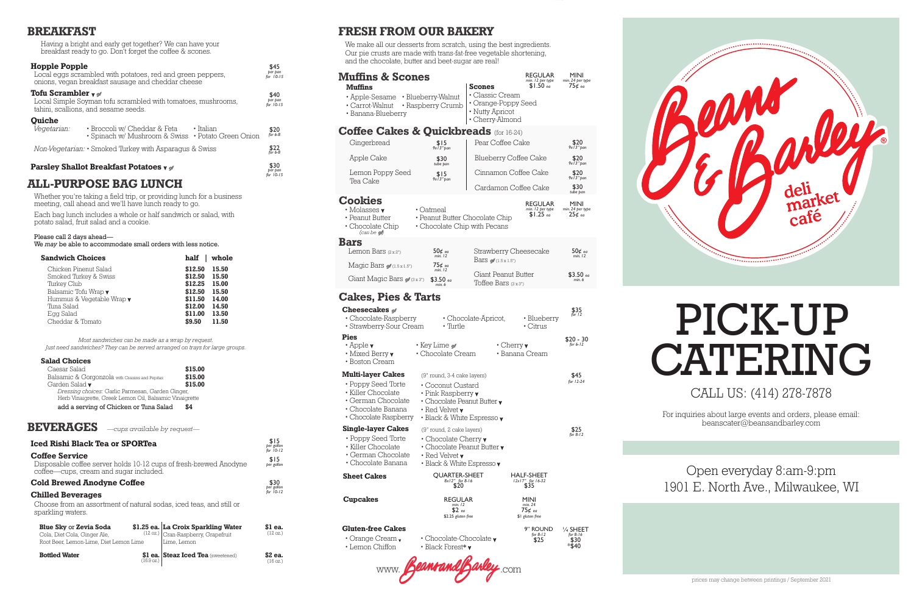# BREAKFAST

Having a bright and early get together? We can have your breakfast ready to go. Don't forget the coffee & scones.

**Hopple Popple** — $45 *per pan for 10-15*
Local eggs scrambled with potatoes, red and green peppers, onions, vegan breakfast sausage and cheddar cheese

**Tofu Scrambler** ▾ gf — $40 *per pan for 10-15*
Local Simple Soyman tofu scrambled with tomatoes, mushrooms, tahini, scallions, and sesame seeds.

**Quiche**

*Vegetarian:* • Broccoli w/ Cheddar & Feta • Italian • Spinach w/ Mushroom & Swiss • Potato Green Onion — $20 *for 6-8*

*Non-Vegetarian:* • Smoked Turkey with Asparagus & Swiss — $22 *for 6-8*

**Parsley Shallot Breakfast Potatoes** ▾ gf — $30 *per pan for 10-15*

# ALL-PURPOSE BAG LUNCH

Whether you're taking a field trip, or providing lunch for a business meeting, call ahead and we'll have lunch ready to go.

Each bag lunch includes a whole or half sandwich or salad, with potato salad, fruit salad and a cookie.

Please call 2 days ahead—
We *may* be able to accommodate small orders with less notice.

| Sandwich Choices | half | whole |
|---|---|---|
| Chicken Pinenut Salad | $12.50 | 15.50 |
| Smoked Turkey & Swiss | $12.50 | 15.50 |
| Turkey Club | $12.25 | 15.00 |
| Balsamic Tofu Wrap ▾ | $12.50 | 15.50 |
| Hummus & Vegetable Wrap ▾ | $11.50 | 14.00 |
| Tuna Salad | $12.00 | 14.50 |
| Egg Salad | $11.00 | 13.50 |
| Cheddar & Tomato | $9.50 | 11.50 |

*Most sandwiches can be made as a wrap by request.*
*Just need sandwiches? They can be served arranged on trays for large groups.*

| Salad Choices | |
|---|---|
| Caesar Salad | $15.00 |
| Balsamic & Gorgonzola with Craisins and Pepitas | $15.00 |
| Garden Salad ▾ | $15.00 |

*Dressing choices:* Garlic Parmesan, Garden Ginger, Herb Vinaigrette, Greek Lemon Oil, Balsamic Vinaigrette

add a serving of Chicken or Tuna Salad — $4

# BEVERAGES

*—cups available by request—*

**Iced Rishi Black Tea or SPORTea** — $15 *per gallon for 10-12*

**Coffee Service** — $15 *per gallon*
Disposable coffee server holds 10-12 cups of fresh-brewed Anodyne coffee—cups, cream and sugar included.

**Cold Brewed Anodyne Coffee** — $30 *per gallon for 10-12*

**Chilled Beverages**
Choose from an assortment of natural sodas, iced teas, and still or sparkling waters.

| | | | |
|---|---|---|---|
| **Blue Sky** or **Zevia Soda** — Cola, Diet Cola, Ginger Ale, Root Beer, Lemon-Lime, Diet Lemon Lime | $1.25 ea. (12 oz.) | **La Croix Sparkling Water** — Cran-Raspberry, Grapefruit, Lime, Lemon | $1 ea. (12 oz.) |
| **Bottled Water** | $1 ea. (16.9 oz.) | **Steaz Iced Tea** (sweetened) | $2 ea. (16 oz.) |

# FRESH FROM OUR BAKERY

We make all our desserts from scratch, using the best ingredients. Our pie crusts are made with trans-fat-free vegetable shortening, and the chocolate, butter and beet-sugar are real!

## Muffins & Scones

REGULAR *min. 12 per type* $1.50 ea — MINI *min. 24 per type* 75¢ ea

**Muffins**
- Apple-Sesame
- Blueberry-Walnut
- Carrot-Walnut
- Raspberry Crumb
- Banana-Blueberry

**Scones**
- Classic Cream
- Orange-Poppy Seed
- Nutty Apricot
- Cherry-Almond

## Coffee Cakes & Quickbreads (for 16-24)

| | | | |
|---|---|---|---|
| Gingerbread | $15 *9x13" pan* | Pear Coffee Cake | $20 *9x13" pan* |
| Apple Cake | $30 *tube pan* | Blueberry Coffee Cake | $20 *9x13" pan* |
| Lemon Poppy Seed Tea Cake | $15 *9x13" pan* | Cinnamon Coffee Cake | $20 *9x13" pan* |
| | | Cardamon Coffee Cake | $30 *tube pan* |

## Cookies

REGULAR *min. 12 per type* $1.25 ea — MINI *min. 24 per type* 25¢ ea

- Molasses ▾
- Peanut Butter
- Chocolate Chip *(can be gf)*
- Oatmeal
- Peanut Butter Chocolate Chip
- Chocolate Chip with Pecans

## Bars

| | | | |
|---|---|---|---|
| Lemon Bars (2 x 2") | 50¢ ea *min. 12* | Strawberry Cheesecake Bars gf (1.5 x 1.5") | 50¢ ea *min. 12* |
| Magic Bars gf (1.5 x 1.5") | 75¢ ea *min. 12* | Giant Peanut Butter Toffee Bars (3 x 3") | $3.50 ea *min. 6* |
| Giant Magic Bars gf (3 x 3") | $3.50 ea *min. 6* | | |

## Cakes, Pies & Tarts

**Cheesecakes** gf — $35 *for 12*
- Chocolate-Raspberry
- Strawberry-Sour Cream
- Chocolate-Apricot,
- Turtle
- Blueberry
- Citrus

**Pies** — $20 - 30 *for 6-12*
- Apple ▾
- Mixed Berry ▾
- Boston Cream
- Key Lime gf
- Chocolate Cream
- Cherry ▾
- Banana Cream

**Multi-layer Cakes** (9" round, 3-4 cake layers) — $45 *for 12-24*
- Poppy Seed Torte
- Killer Chocolate
- German Chocolate
- Chocolate Banana
- Chocolate Raspberry
- Coconut Custard
- Pink Raspberry ▾
- Chocolate Peanut Butter ▾
- Red Velvet ▾
- Black & White Espresso ▾

**Single-layer Cakes** (9" round, 2 cake layers) — $25 *for 8-12*
- Poppy Seed Torte
- Killer Chocolate
- German Chocolate
- Chocolate Banana
- Chocolate Cherry ▾
- Chocolate Peanut Butter ▾
- Red Velvet ▾
- Black & White Espresso ▾

**Sheet Cakes**
QUARTER-SHEET *8x12" for 8-16* $20 — HALF-SHEET *12x17" for 16-32* $35

**Cupcakes**
REGULAR *min. 12* $2 ea *$2.25 gluten free* — MINI *min. 24* 75¢ ea *$1 gluten free*

**Gluten-free Cakes** — 9" ROUND *for 8-12* $25 — ¼ SHEET *for 8-16* $30 *$40
- Orange Cream ▾
- Lemon Chiffon
- Chocolate-Chocolate ▾
- Black Forest* ▾

www.BeansandBarley.com

Beans & Barley® deli market café

# PICK-UP CATERING

CALL US: (414) 278-7878

For inquiries about large events and orders, please email: beanscater@beansandbarley.com

Open everyday 8:am-9:pm
1901 E. North Ave., Milwaukee, WI

prices may change between printings / September 2021